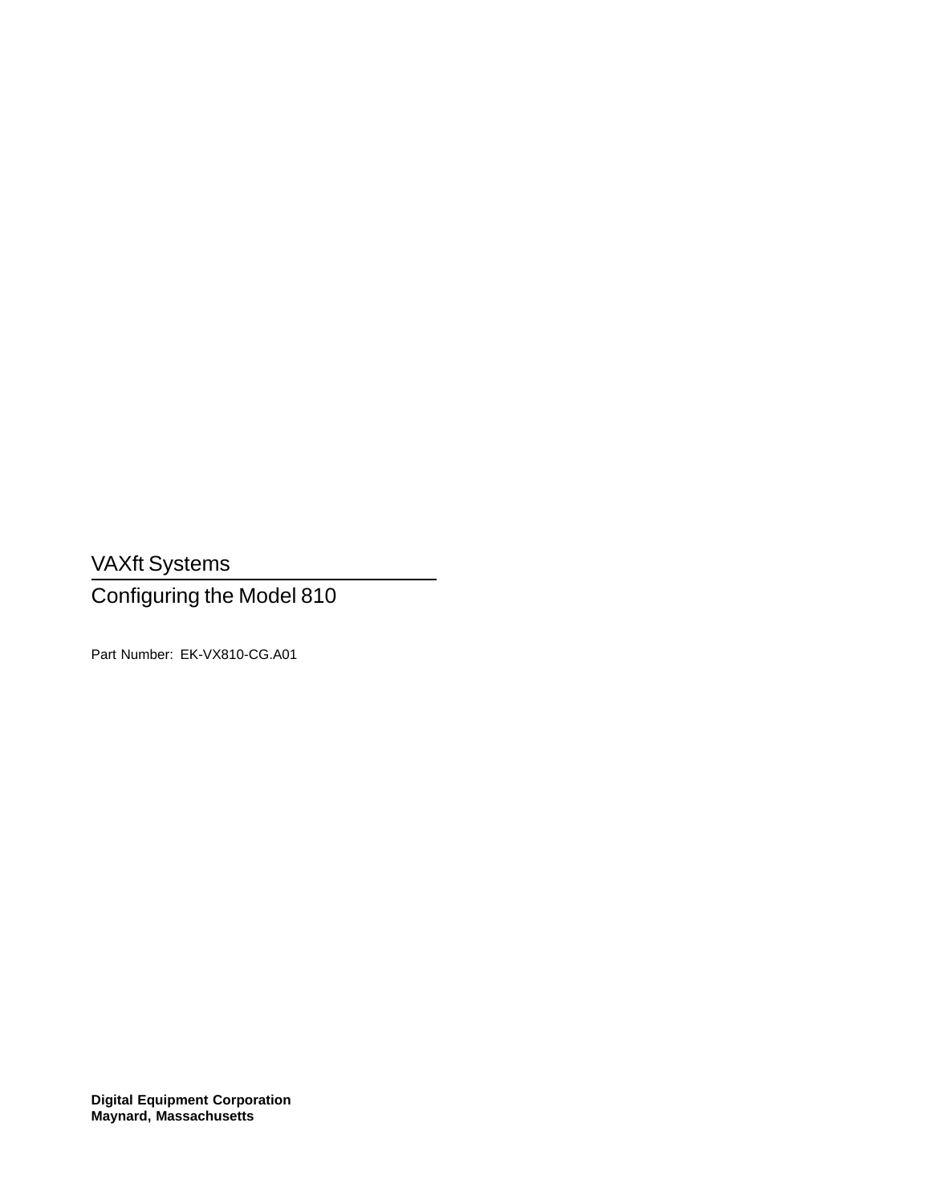# VAXft Systems

## Configuring the Model 810

Part Number: EK-VX810-CG.A01

**Digital Equipment Corporation**
**Maynard, Massachusetts**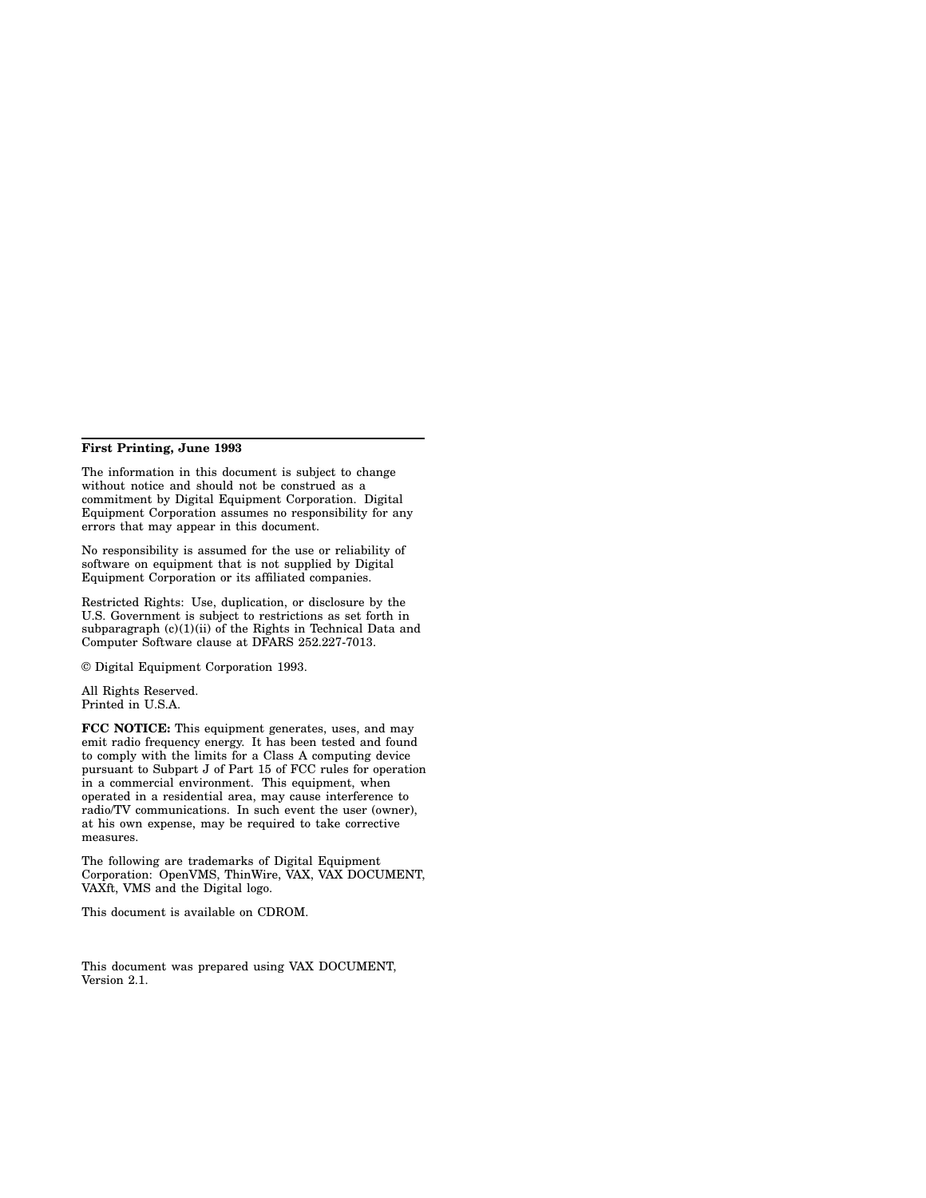**First Printing, June 1993**

The information in this document is subject to change without notice and should not be construed as a commitment by Digital Equipment Corporation. Digital Equipment Corporation assumes no responsibility for any errors that may appear in this document.

No responsibility is assumed for the use or reliability of software on equipment that is not supplied by Digital Equipment Corporation or its affiliated companies.

Restricted Rights: Use, duplication, or disclosure by the U.S. Government is subject to restrictions as set forth in subparagraph (c)(1)(ii) of the Rights in Technical Data and Computer Software clause at DFARS 252.227-7013.

© Digital Equipment Corporation 1993.

All Rights Reserved.
Printed in U.S.A.

**FCC NOTICE:** This equipment generates, uses, and may emit radio frequency energy. It has been tested and found to comply with the limits for a Class A computing device pursuant to Subpart J of Part 15 of FCC rules for operation in a commercial environment. This equipment, when operated in a residential area, may cause interference to radio/TV communications. In such event the user (owner), at his own expense, may be required to take corrective measures.

The following are trademarks of Digital Equipment Corporation: OpenVMS, ThinWire, VAX, VAX DOCUMENT, VAXft, VMS and the Digital logo.

This document is available on CDROM.

This document was prepared using VAX DOCUMENT, Version 2.1.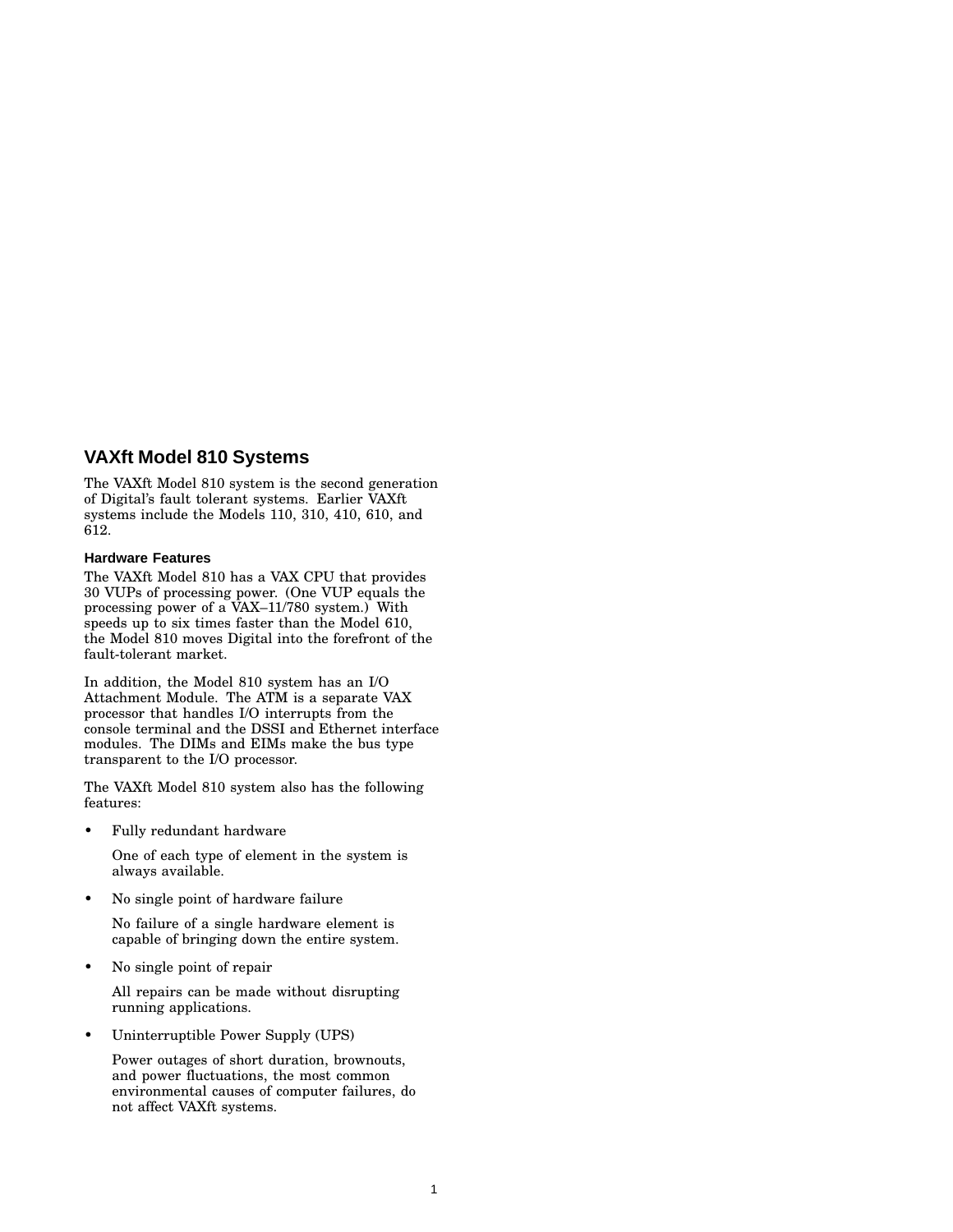# VAXft Model 810 Systems

The VAXft Model 810 system is the second generation of Digital's fault tolerant systems. Earlier VAXft systems include the Models 110, 310, 410, 610, and 612.

## Hardware Features

The VAXft Model 810 has a VAX CPU that provides 30 VUPs of processing power. (One VUP equals the processing power of a VAX–11/780 system.) With speeds up to six times faster than the Model 610, the Model 810 moves Digital into the forefront of the fault-tolerant market.

In addition, the Model 810 system has an I/O Attachment Module. The ATM is a separate VAX processor that handles I/O interrupts from the console terminal and the DSSI and Ethernet interface modules. The DIMs and EIMs make the bus type transparent to the I/O processor.

The VAXft Model 810 system also has the following features:

- Fully redundant hardware

  One of each type of element in the system is always available.

- No single point of hardware failure

  No failure of a single hardware element is capable of bringing down the entire system.

- No single point of repair

  All repairs can be made without disrupting running applications.

- Uninterruptible Power Supply (UPS)

  Power outages of short duration, brownouts, and power fluctuations, the most common environmental causes of computer failures, do not affect VAXft systems.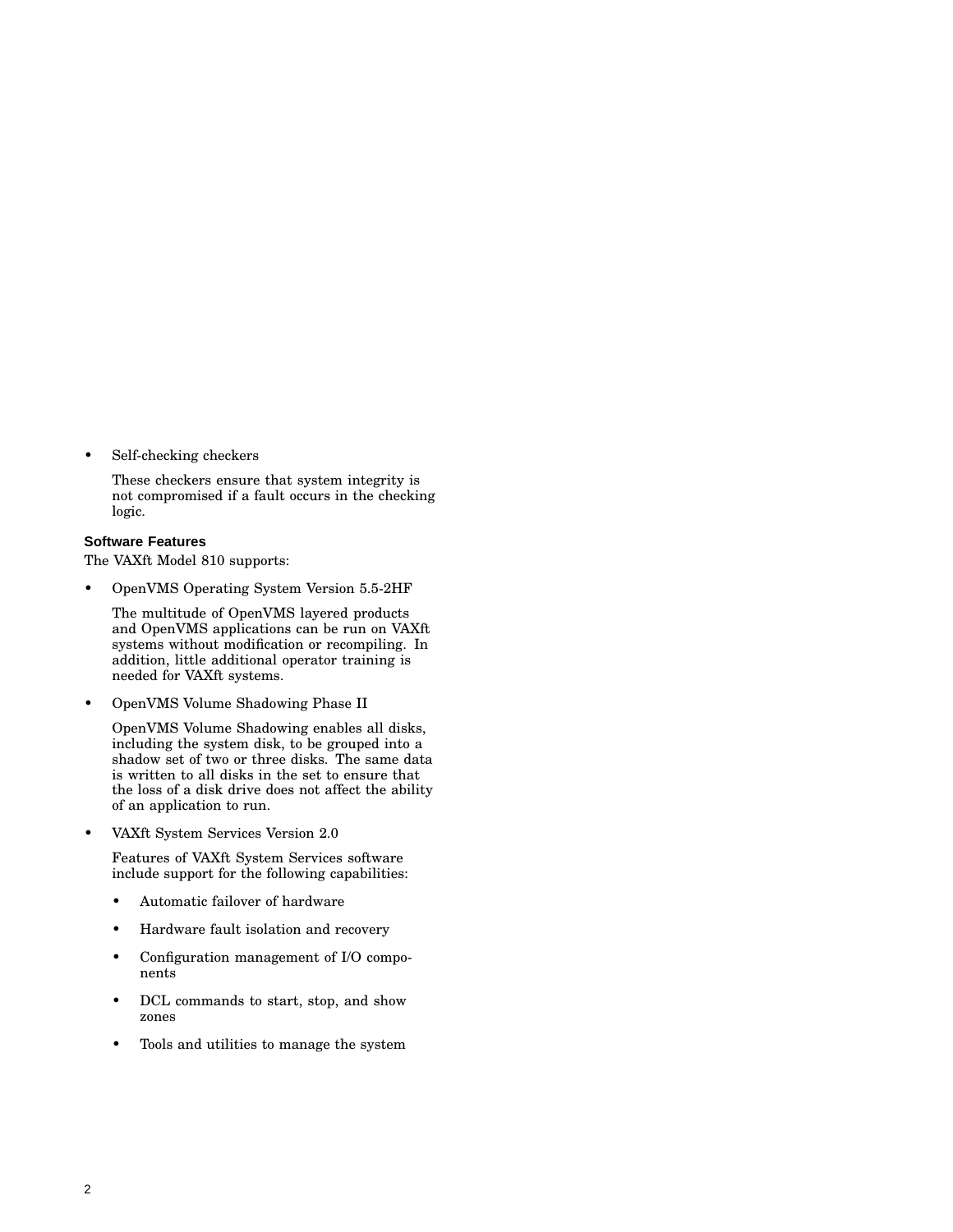- Self-checking checkers

  These checkers ensure that system integrity is not compromised if a fault occurs in the checking logic.

### Software Features

The VAXft Model 810 supports:

- OpenVMS Operating System Version 5.5-2HF

  The multitude of OpenVMS layered products and OpenVMS applications can be run on VAXft systems without modification or recompiling. In addition, little additional operator training is needed for VAXft systems.

- OpenVMS Volume Shadowing Phase II

  OpenVMS Volume Shadowing enables all disks, including the system disk, to be grouped into a shadow set of two or three disks. The same data is written to all disks in the set to ensure that the loss of a disk drive does not affect the ability of an application to run.

- VAXft System Services Version 2.0

  Features of VAXft System Services software include support for the following capabilities:

  - Automatic failover of hardware
  - Hardware fault isolation and recovery
  - Configuration management of I/O components
  - DCL commands to start, stop, and show zones
  - Tools and utilities to manage the system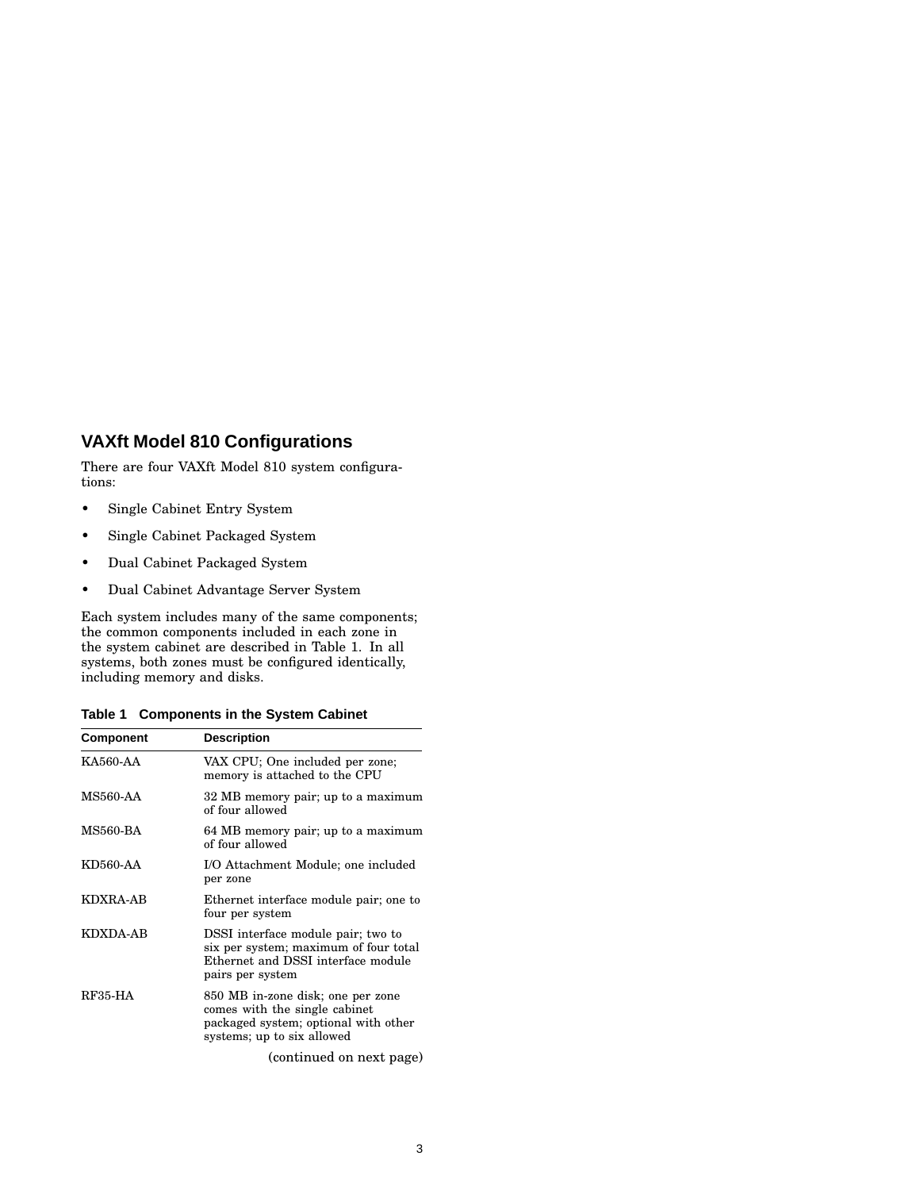## VAXft Model 810 Configurations

There are four VAXft Model 810 system configurations:

- Single Cabinet Entry System
- Single Cabinet Packaged System
- Dual Cabinet Packaged System
- Dual Cabinet Advantage Server System

Each system includes many of the same components; the common components included in each zone in the system cabinet are described in Table 1. In all systems, both zones must be configured identically, including memory and disks.

**Table 1 Components in the System Cabinet**

| Component | Description |
|---|---|
| KA560-AA | VAX CPU; One included per zone; memory is attached to the CPU |
| MS560-AA | 32 MB memory pair; up to a maximum of four allowed |
| MS560-BA | 64 MB memory pair; up to a maximum of four allowed |
| KD560-AA | I/O Attachment Module; one included per zone |
| KDXRA-AB | Ethernet interface module pair; one to four per system |
| KDXDA-AB | DSSI interface module pair; two to six per system; maximum of four total Ethernet and DSSI interface module pairs per system |
| RF35-HA | 850 MB in-zone disk; one per zone comes with the single cabinet packaged system; optional with other systems; up to six allowed |

(continued on next page)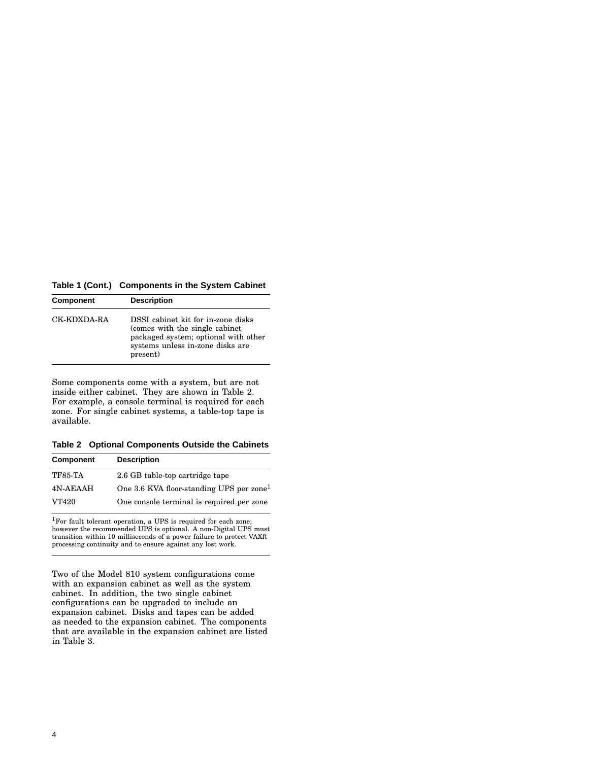**Table 1 (Cont.) Components in the System Cabinet**

| Component | Description |
| --- | --- |
| CK-KDXDA-RA | DSSI cabinet kit for in-zone disks (comes with the single cabinet packaged system; optional with other systems unless in-zone disks are present) |

Some components come with a system, but are not inside either cabinet. They are shown in Table 2. For example, a console terminal is required for each zone. For single cabinet systems, a table-top tape is available.

**Table 2 Optional Components Outside the Cabinets**

| Component | Description |
| --- | --- |
| TF85-TA | 2.6 GB table-top cartridge tape |
| 4N-AEAAH | One 3.6 KVA floor-standing UPS per zone[1] |
| VT420 | One console terminal is required per zone |

[1]For fault tolerant operation, a UPS is required for each zone; however the recommended UPS is optional. A non-Digital UPS must transition within 10 milliseconds of a power failure to protect VAXft processing continuity and to ensure against any lost work.

Two of the Model 810 system configurations come with an expansion cabinet as well as the system cabinet. In addition, the two single cabinet configurations can be upgraded to include an expansion cabinet. Disks and tapes can be added as needed to the expansion cabinet. The components that are available in the expansion cabinet are listed in Table 3.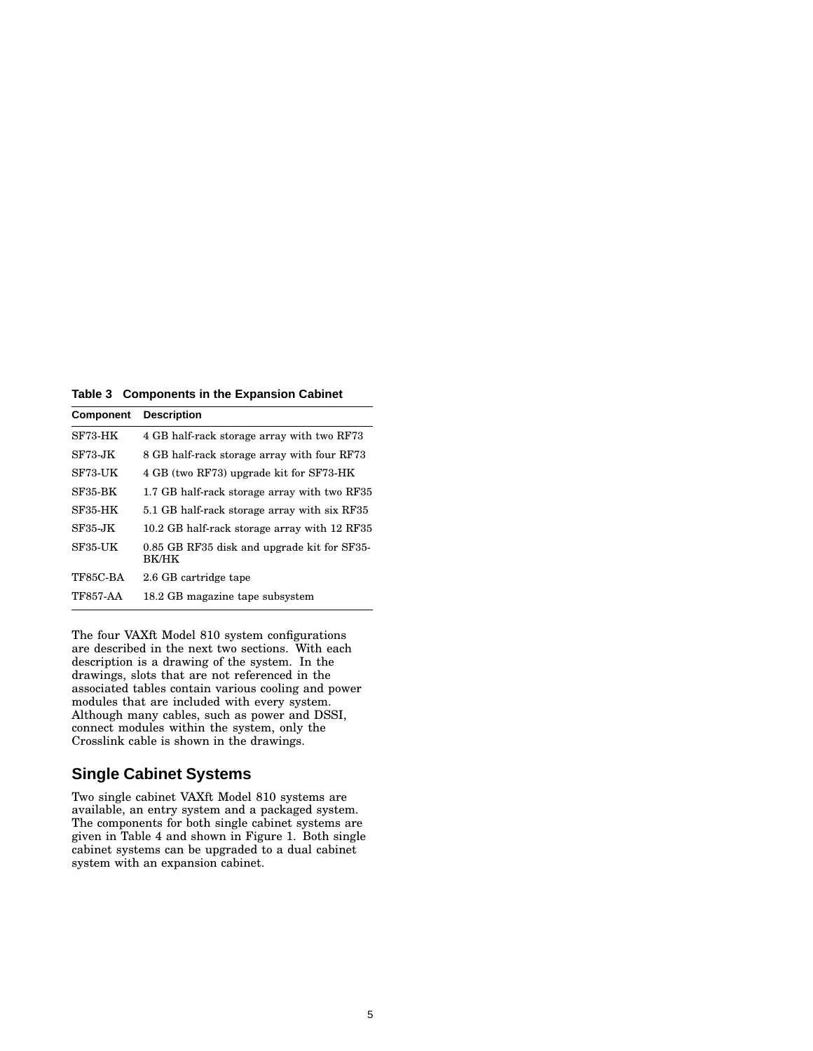**Table 3 Components in the Expansion Cabinet**

| Component | Description |
|---|---|
| SF73-HK | 4 GB half-rack storage array with two RF73 |
| SF73-JK | 8 GB half-rack storage array with four RF73 |
| SF73-UK | 4 GB (two RF73) upgrade kit for SF73-HK |
| SF35-BK | 1.7 GB half-rack storage array with two RF35 |
| SF35-HK | 5.1 GB half-rack storage array with six RF35 |
| SF35-JK | 10.2 GB half-rack storage array with 12 RF35 |
| SF35-UK | 0.85 GB RF35 disk and upgrade kit for SF35-BK/HK |
| TF85C-BA | 2.6 GB cartridge tape |
| TF857-AA | 18.2 GB magazine tape subsystem |

The four VAXft Model 810 system configurations are described in the next two sections. With each description is a drawing of the system. In the drawings, slots that are not referenced in the associated tables contain various cooling and power modules that are included with every system. Although many cables, such as power and DSSI, connect modules within the system, only the Crosslink cable is shown in the drawings.

## Single Cabinet Systems

Two single cabinet VAXft Model 810 systems are available, an entry system and a packaged system. The components for both single cabinet systems are given in Table 4 and shown in Figure 1. Both single cabinet systems can be upgraded to a dual cabinet system with an expansion cabinet.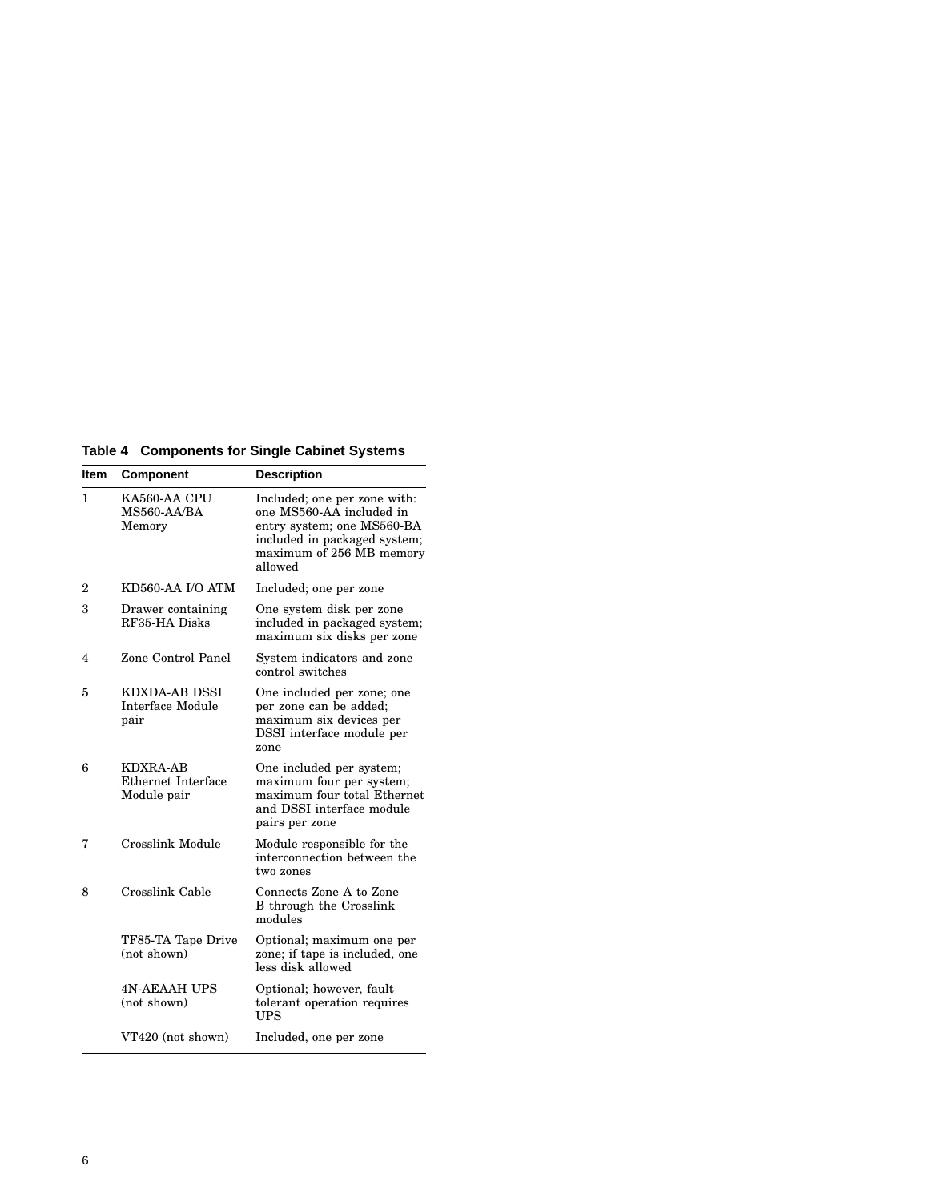**Table 4 Components for Single Cabinet Systems**

| Item | Component | Description |
|---|---|---|
| 1 | KA560-AA CPU MS560-AA/BA Memory | Included; one per zone with: one MS560-AA included in entry system; one MS560-BA included in packaged system; maximum of 256 MB memory allowed |
| 2 | KD560-AA I/O ATM | Included; one per zone |
| 3 | Drawer containing RF35-HA Disks | One system disk per zone included in packaged system; maximum six disks per zone |
| 4 | Zone Control Panel | System indicators and zone control switches |
| 5 | KDXDA-AB DSSI Interface Module pair | One included per zone; one per zone can be added; maximum six devices per DSSI interface module per zone |
| 6 | KDXRA-AB Ethernet Interface Module pair | One included per system; maximum four per system; maximum four total Ethernet and DSSI interface module pairs per zone |
| 7 | Crosslink Module | Module responsible for the interconnection between the two zones |
| 8 | Crosslink Cable | Connects Zone A to Zone B through the Crosslink modules |
| | TF85-TA Tape Drive (not shown) | Optional; maximum one per zone; if tape is included, one less disk allowed |
| | 4N-AEAAH UPS (not shown) | Optional; however, fault tolerant operation requires UPS |
| | VT420 (not shown) | Included, one per zone |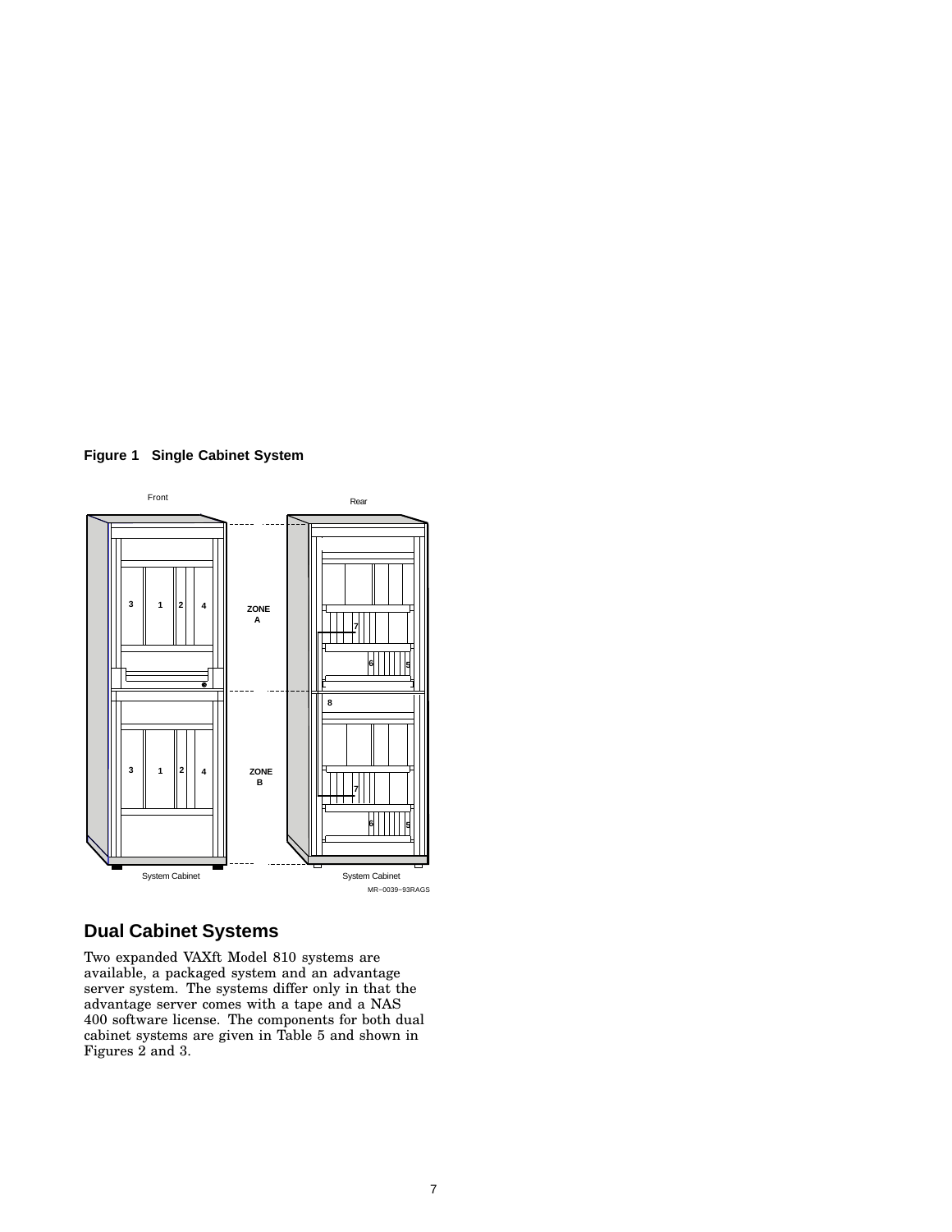**Figure 1 Single Cabinet System**

## Dual Cabinet Systems

Two expanded VAXft Model 810 systems are available, a packaged system and an advantage server system. The systems differ only in that the advantage server comes with a tape and a NAS 400 software license. The components for both dual cabinet systems are given in Table 5 and shown in Figures 2 and 3.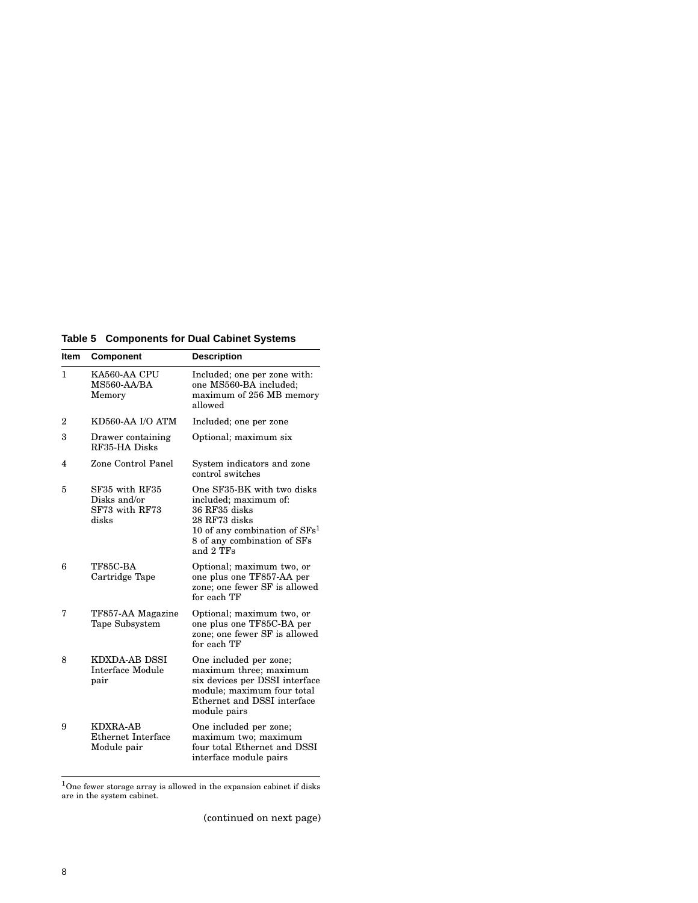**Table 5 Components for Dual Cabinet Systems**

| Item | Component | Description |
|---|---|---|
| 1 | KA560-AA CPU MS560-AA/BA Memory | Included; one per zone with: one MS560-BA included; maximum of 256 MB memory allowed |
| 2 | KD560-AA I/O ATM | Included; one per zone |
| 3 | Drawer containing RF35-HA Disks | Optional; maximum six |
| 4 | Zone Control Panel | System indicators and zone control switches |
| 5 | SF35 with RF35 Disks and/or SF73 with RF73 disks | One SF35-BK with two disks included; maximum of: 36 RF35 disks 28 RF73 disks 10 of any combination of SFs[1] 8 of any combination of SFs and 2 TFs |
| 6 | TF85C-BA Cartridge Tape | Optional; maximum two, or one plus one TF857-AA per zone; one fewer SF is allowed for each TF |
| 7 | TF857-AA Magazine Tape Subsystem | Optional; maximum two, or one plus one TF85C-BA per zone; one fewer SF is allowed for each TF |
| 8 | KDXDA-AB DSSI Interface Module pair | One included per zone; maximum three; maximum six devices per DSSI interface module; maximum four total Ethernet and DSSI interface module pairs |
| 9 | KDXRA-AB Ethernet Interface Module pair | One included per zone; maximum two; maximum four total Ethernet and DSSI interface module pairs |

[1]One fewer storage array is allowed in the expansion cabinet if disks are in the system cabinet.

(continued on next page)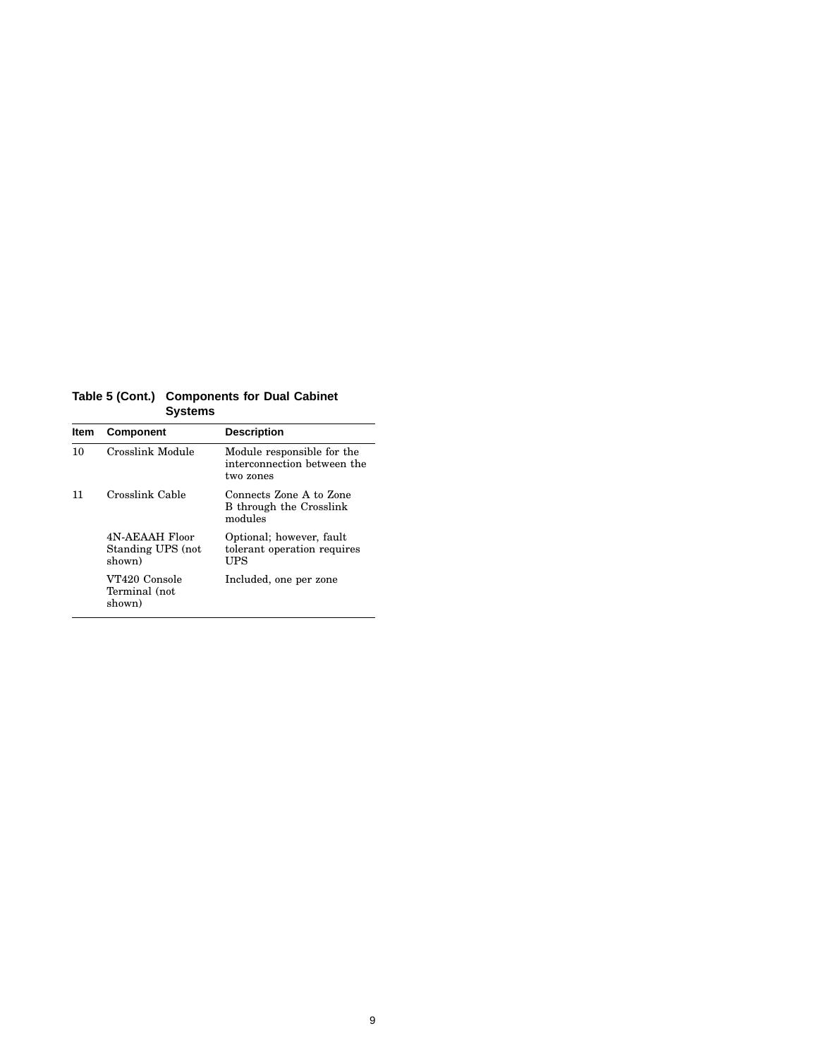**Table 5 (Cont.) Components for Dual Cabinet Systems**

| Item | Component | Description |
|---|---|---|
| 10 | Crosslink Module | Module responsible for the interconnection between the two zones |
| 11 | Crosslink Cable | Connects Zone A to Zone B through the Crosslink modules |
| | 4N-AEAAH Floor Standing UPS (not shown) | Optional; however, fault tolerant operation requires UPS |
| | VT420 Console Terminal (not shown) | Included, one per zone |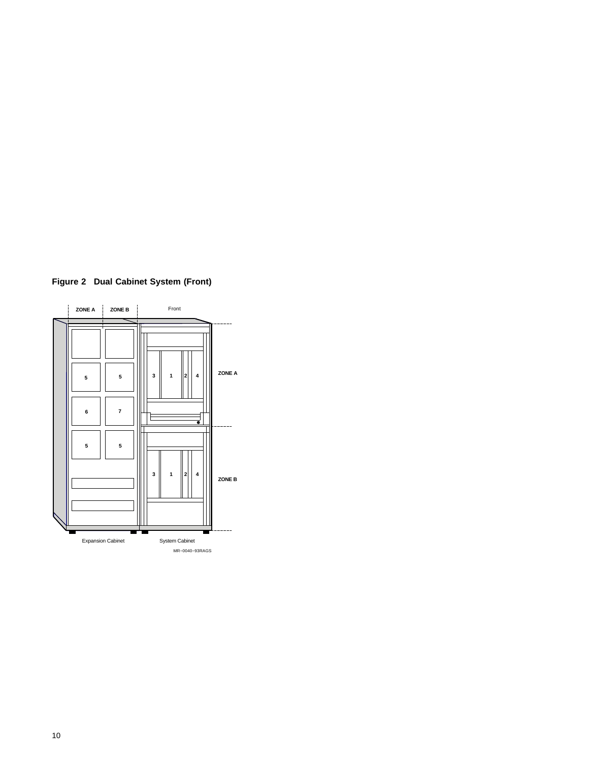**Figure 2 Dual Cabinet System (Front)**

ZONE A ZONE B Front

ZONE A

ZONE B

Expansion Cabinet System Cabinet

MR−0040−93RAGS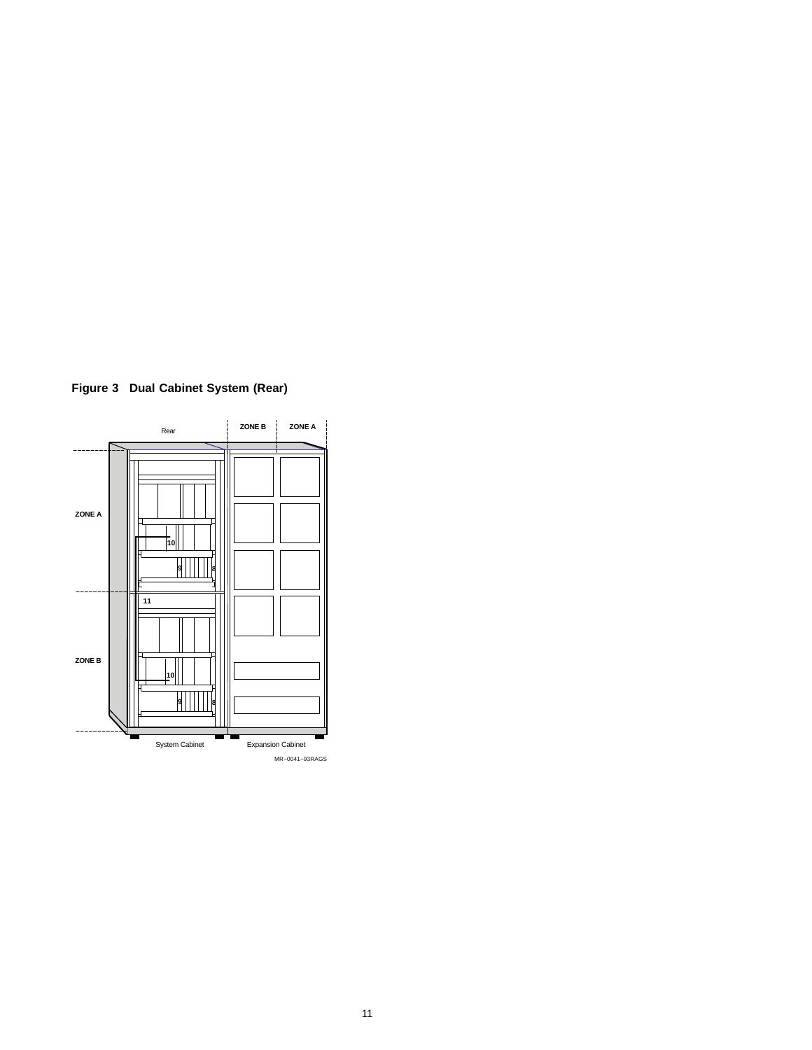**Figure 3 Dual Cabinet System (Rear)**

Rear

ZONE B ZONE A

ZONE A

ZONE B

10

9 8

11

10

9 8

System Cabinet Expansion Cabinet

MR−0041−93RAGS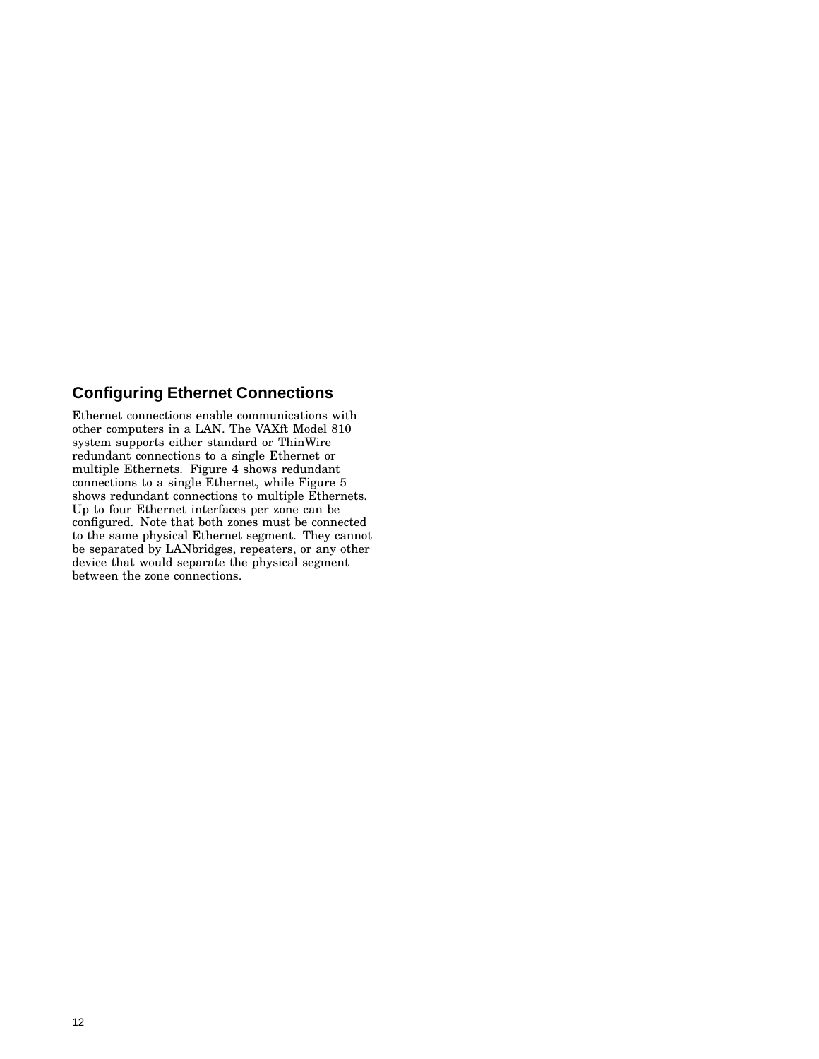## Configuring Ethernet Connections

Ethernet connections enable communications with other computers in a LAN. The VAXft Model 810 system supports either standard or ThinWire redundant connections to a single Ethernet or multiple Ethernets. Figure 4 shows redundant connections to a single Ethernet, while Figure 5 shows redundant connections to multiple Ethernets. Up to four Ethernet interfaces per zone can be configured. Note that both zones must be connected to the same physical Ethernet segment. They cannot be separated by LANbridges, repeaters, or any other device that would separate the physical segment between the zone connections.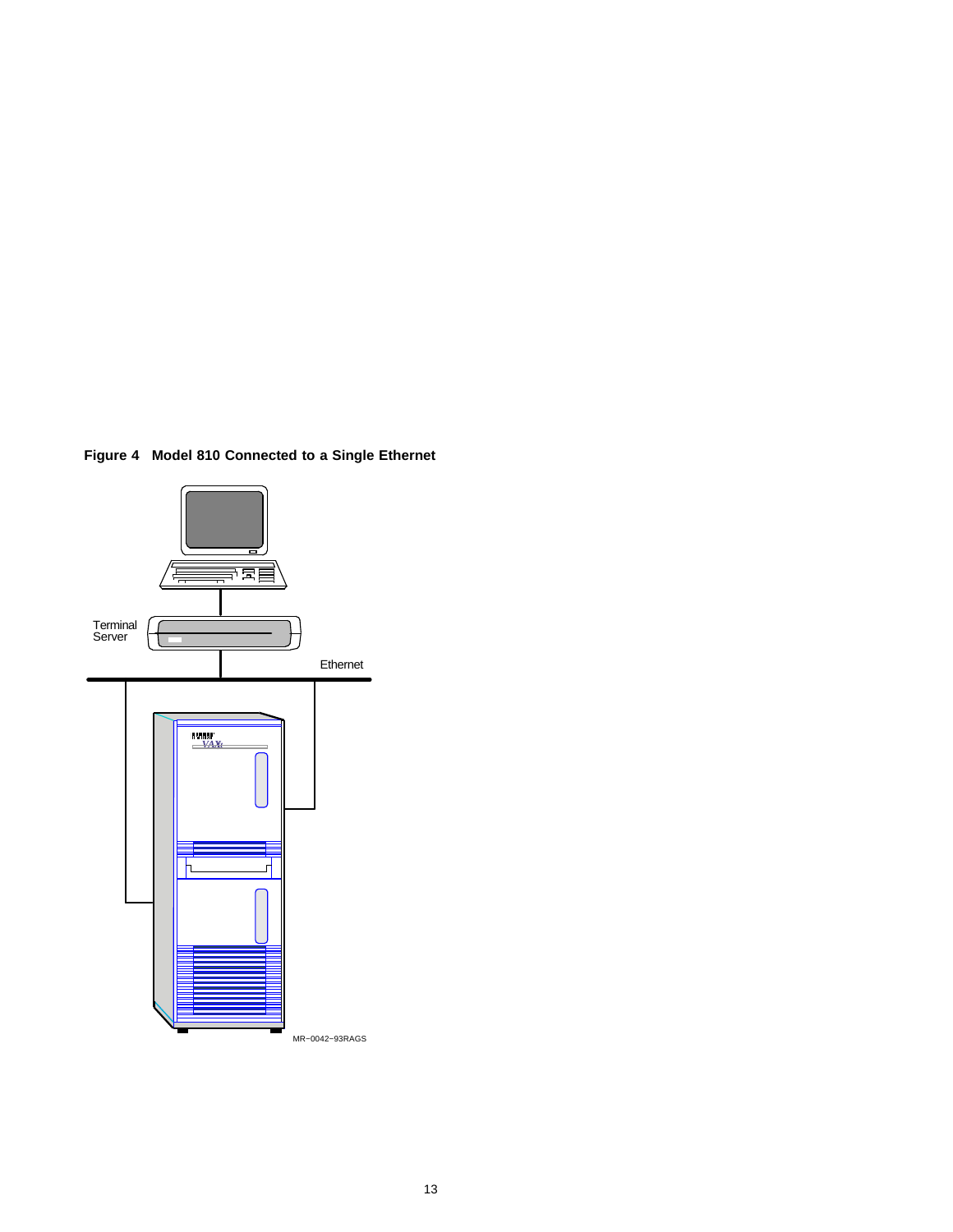**Figure 4 Model 810 Connected to a Single Ethernet**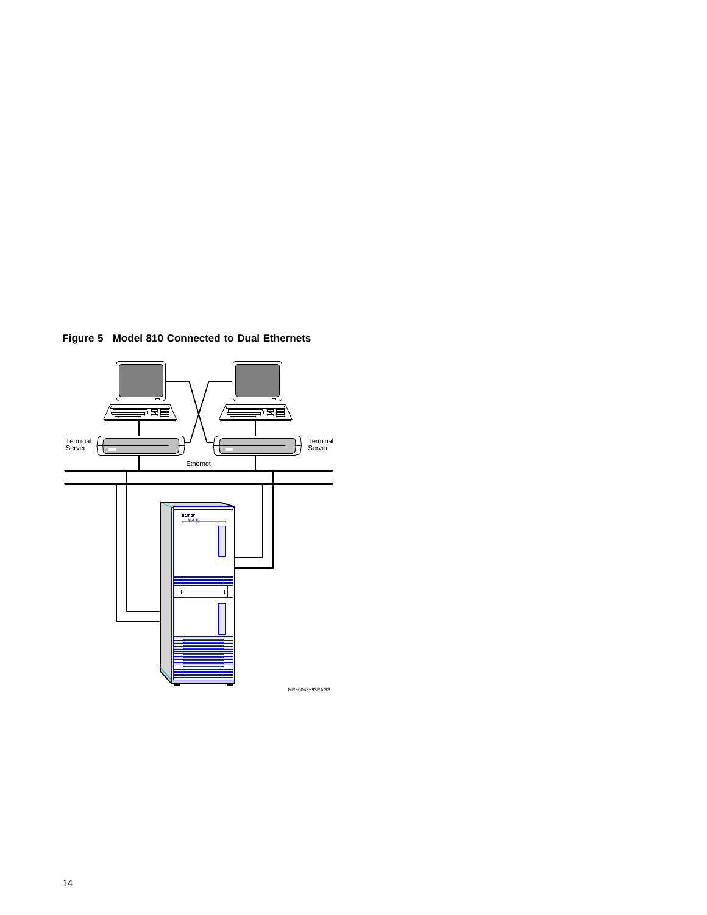**Figure 5 Model 810 Connected to Dual Ethernets**

Terminal Server

Terminal Server

Ethernet

MR−0043−93RAGS